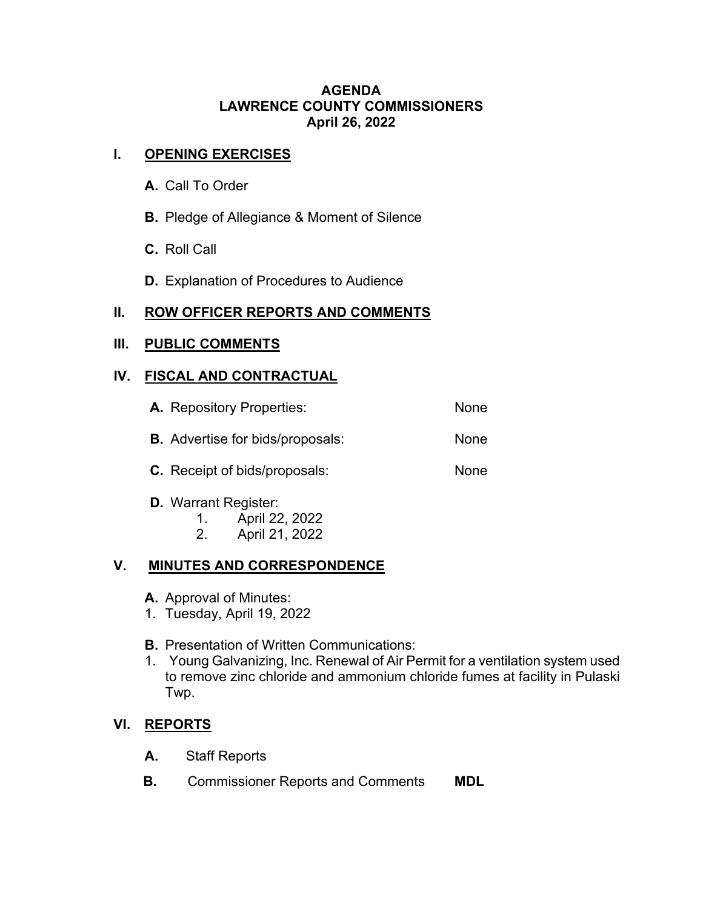# AGENDA
## LAWRENCE COUNTY COMMISSIONERS
### April 26, 2022

## I. OPENING EXERCISES

**A.** Call To Order

**B.** Pledge of Allegiance & Moment of Silence

**C.** Roll Call

**D.** Explanation of Procedures to Audience

## II. ROW OFFICER REPORTS AND COMMENTS

## III. PUBLIC COMMENTS

## IV. FISCAL AND CONTRACTUAL

**A.** Repository Properties: None

**B.** Advertise for bids/proposals: None

**C.** Receipt of bids/proposals: None

**D.** Warrant Register:

1. April 22, 2022
2. April 21, 2022

## V. MINUTES AND CORRESPONDENCE

**A.** Approval of Minutes:

1. Tuesday, April 19, 2022

**B.** Presentation of Written Communications:

1. Young Galvanizing, Inc. Renewal of Air Permit for a ventilation system used to remove zinc chloride and ammonium chloride fumes at facility in Pulaski Twp.

## VI. REPORTS

**A.** Staff Reports

**B.** Commissioner Reports and Comments **MDL**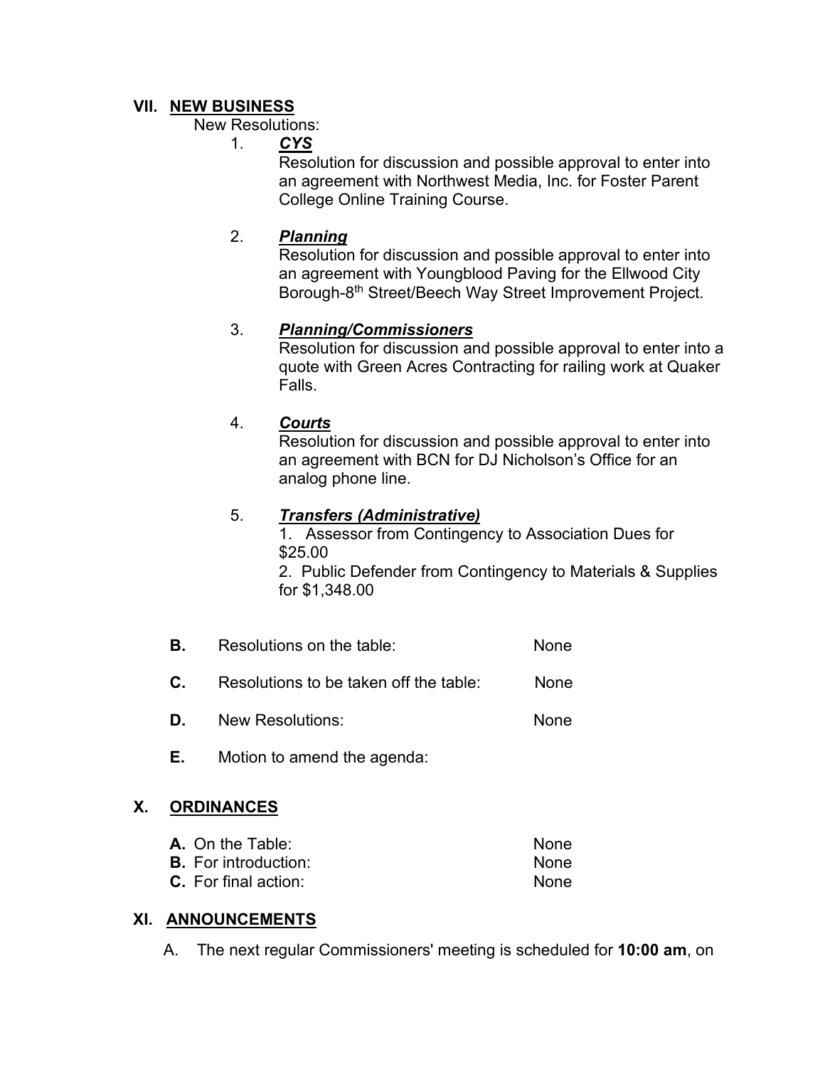## VII. NEW BUSINESS

New Resolutions:

1. ***CYS***

   Resolution for discussion and possible approval to enter into an agreement with Northwest Media, Inc. for Foster Parent College Online Training Course.

2. ***Planning***

   Resolution for discussion and possible approval to enter into an agreement with Youngblood Paving for the Ellwood City Borough-8th Street/Beech Way Street Improvement Project.

3. ***Planning/Commissioners***

   Resolution for discussion and possible approval to enter into a quote with Green Acres Contracting for railing work at Quaker Falls.

4. ***Courts***

   Resolution for discussion and possible approval to enter into an agreement with BCN for DJ Nicholson's Office for an analog phone line.

5. ***Transfers (Administrative)***

   1. Assessor from Contingency to Association Dues for $25.00
   2. Public Defender from Contingency to Materials & Supplies for $1,348.00

**B.** Resolutions on the table: None

**C.** Resolutions to be taken off the table: None

**D.** New Resolutions: None

**E.** Motion to amend the agenda:

## X. ORDINANCES

**A.** On the Table: None
**B.** For introduction: None
**C.** For final action: None

## XI. ANNOUNCEMENTS

A. The next regular Commissioners' meeting is scheduled for **10:00 am**, on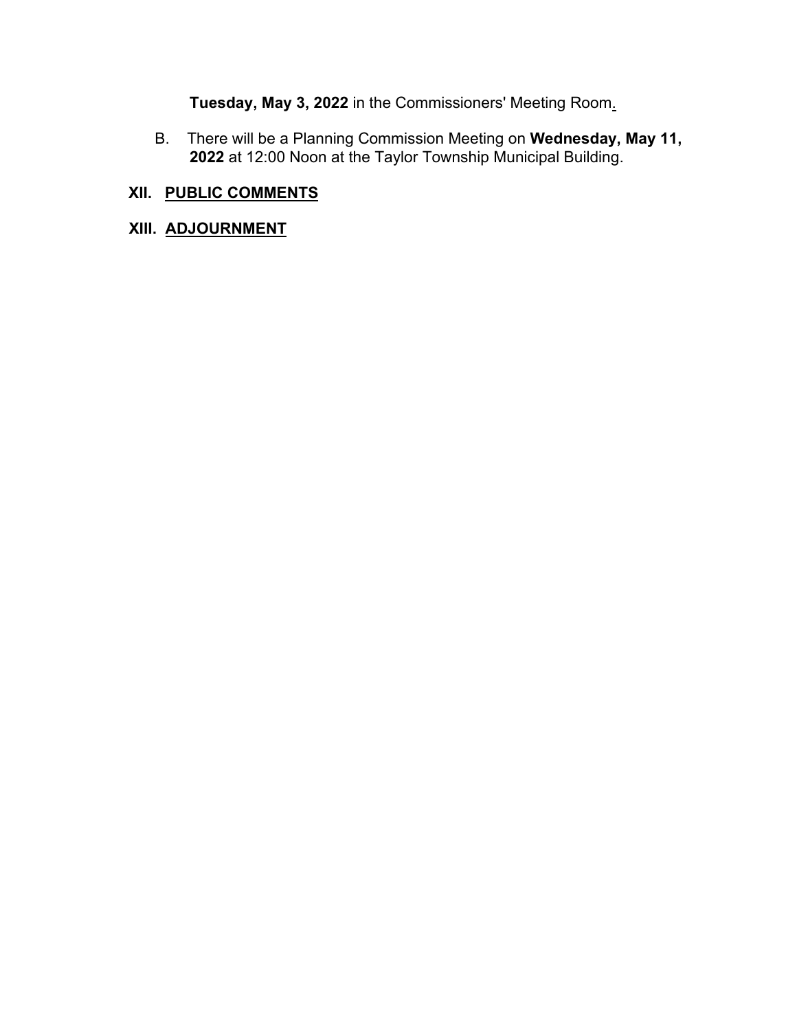**Tuesday, May 3, 2022** in the Commissioners' Meeting Room.

B. There will be a Planning Commission Meeting on **Wednesday, May 11, 2022** at 12:00 Noon at the Taylor Township Municipal Building.

**XII. PUBLIC COMMENTS**

**XIII. ADJOURNMENT**